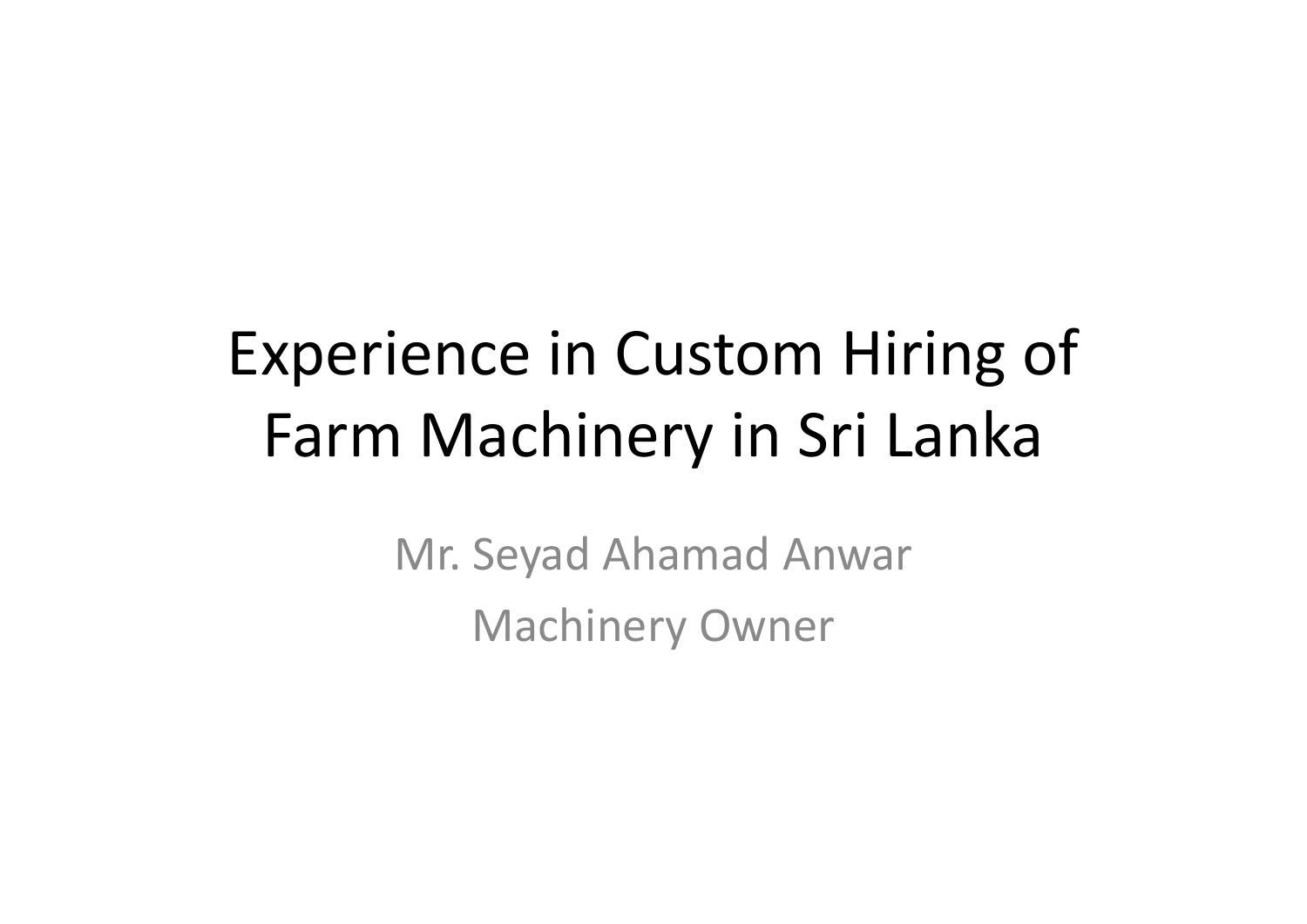# Experience in Custom Hiring of Farm Machinery in Sri Lanka

Mr. Seyad Ahamad Anwar

Machinery Owner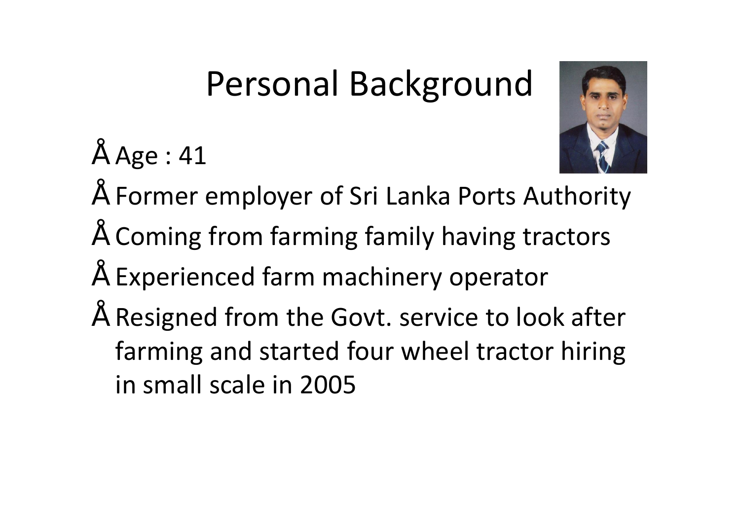# Personal Background

- Age : 41
- Former employer of Sri Lanka Ports Authority
- Coming from farming family having tractors
- Experienced farm machinery operator
- Resigned from the Govt. service to look after farming and started four wheel tractor hiring in small scale in 2005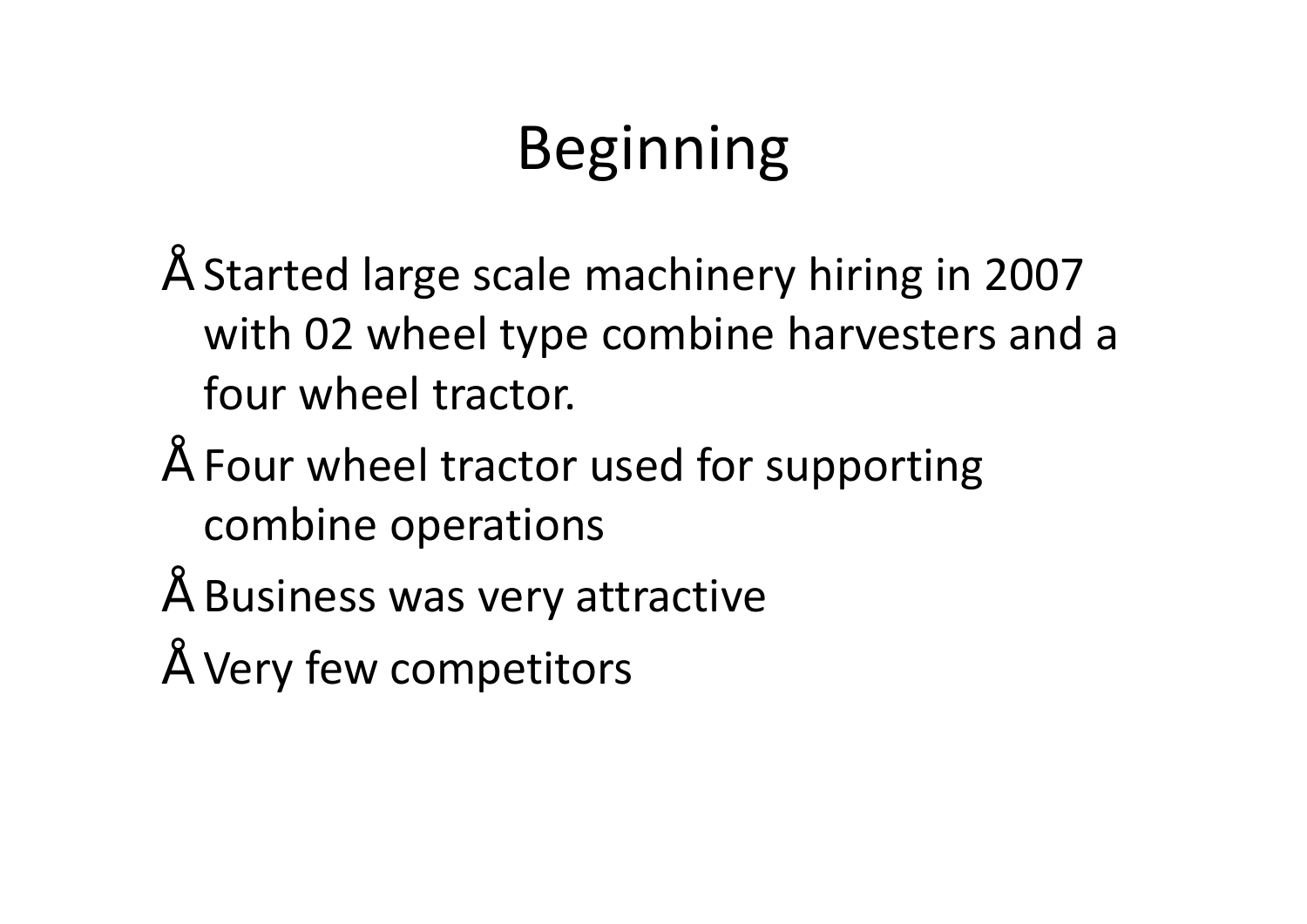# Beginning

- Started large scale machinery hiring in 2007 with 02 wheel type combine harvesters and a four wheel tractor.
- Four wheel tractor used for supporting combine operations
- Business was very attractive
- Very few competitors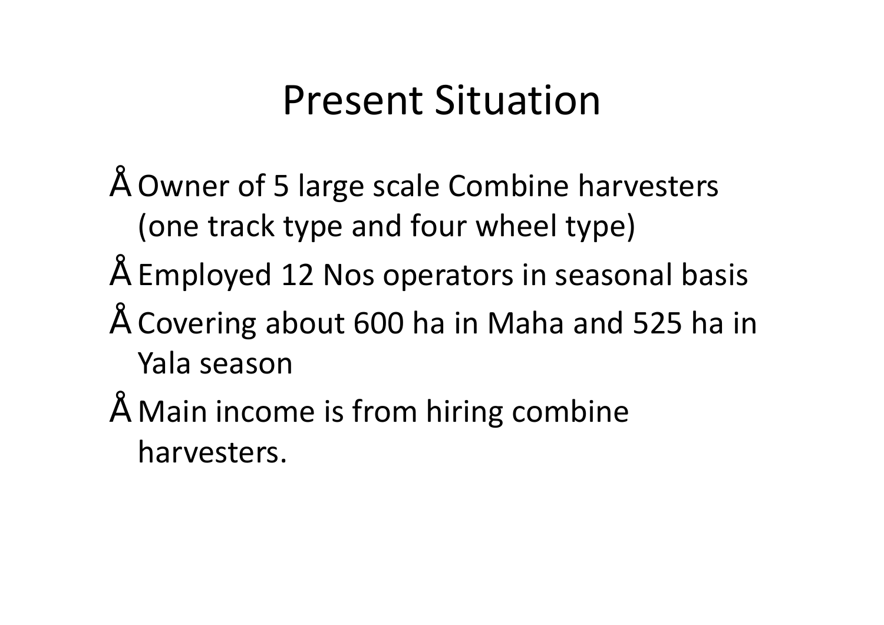# Present Situation

- Owner of 5 large scale Combine harvesters (one track type and four wheel type)
- Employed 12 Nos operators in seasonal basis
- Covering about 600 ha in Maha and 525 ha in Yala season
- Main income is from hiring combine harvesters.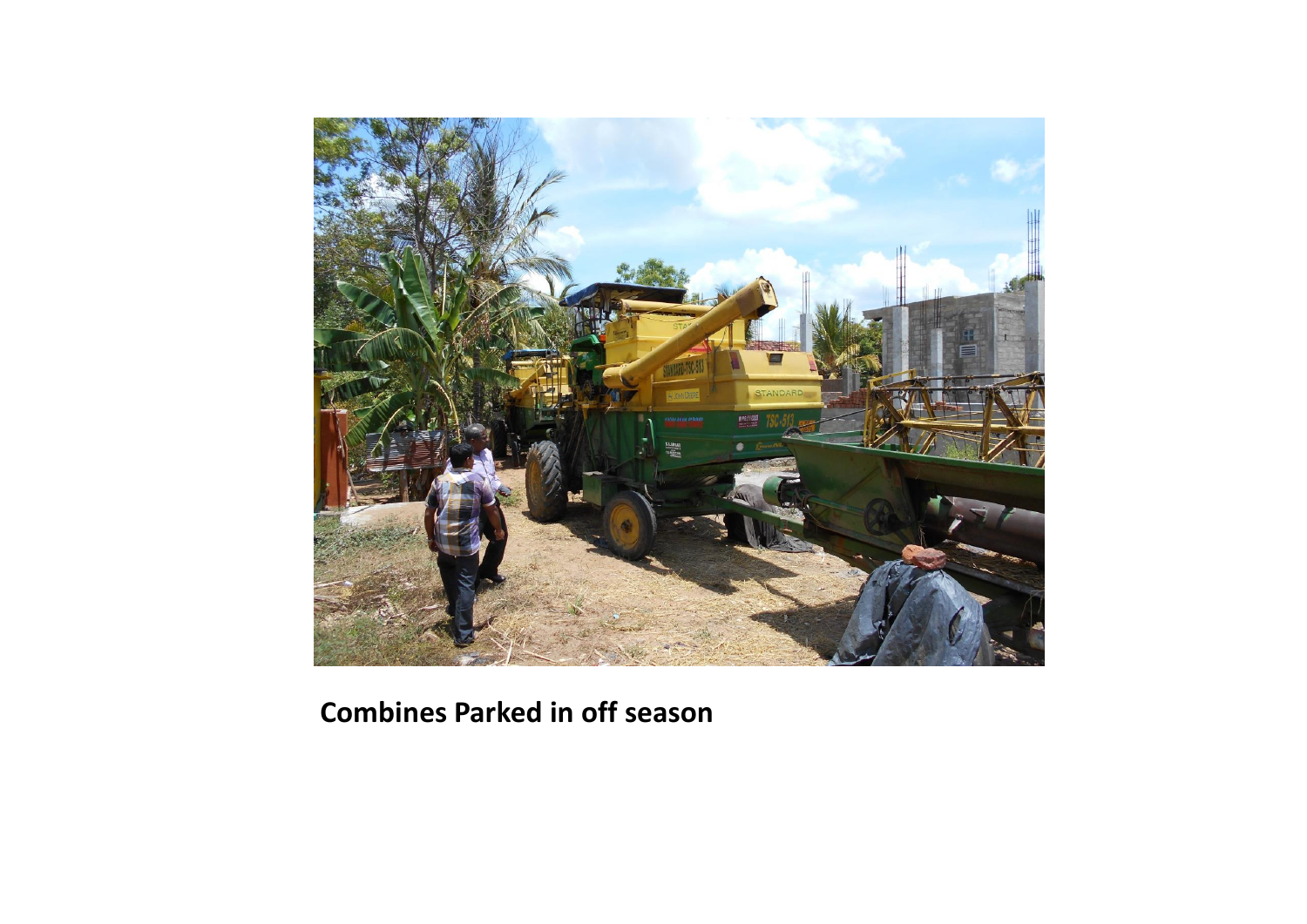**Combines Parked in off season**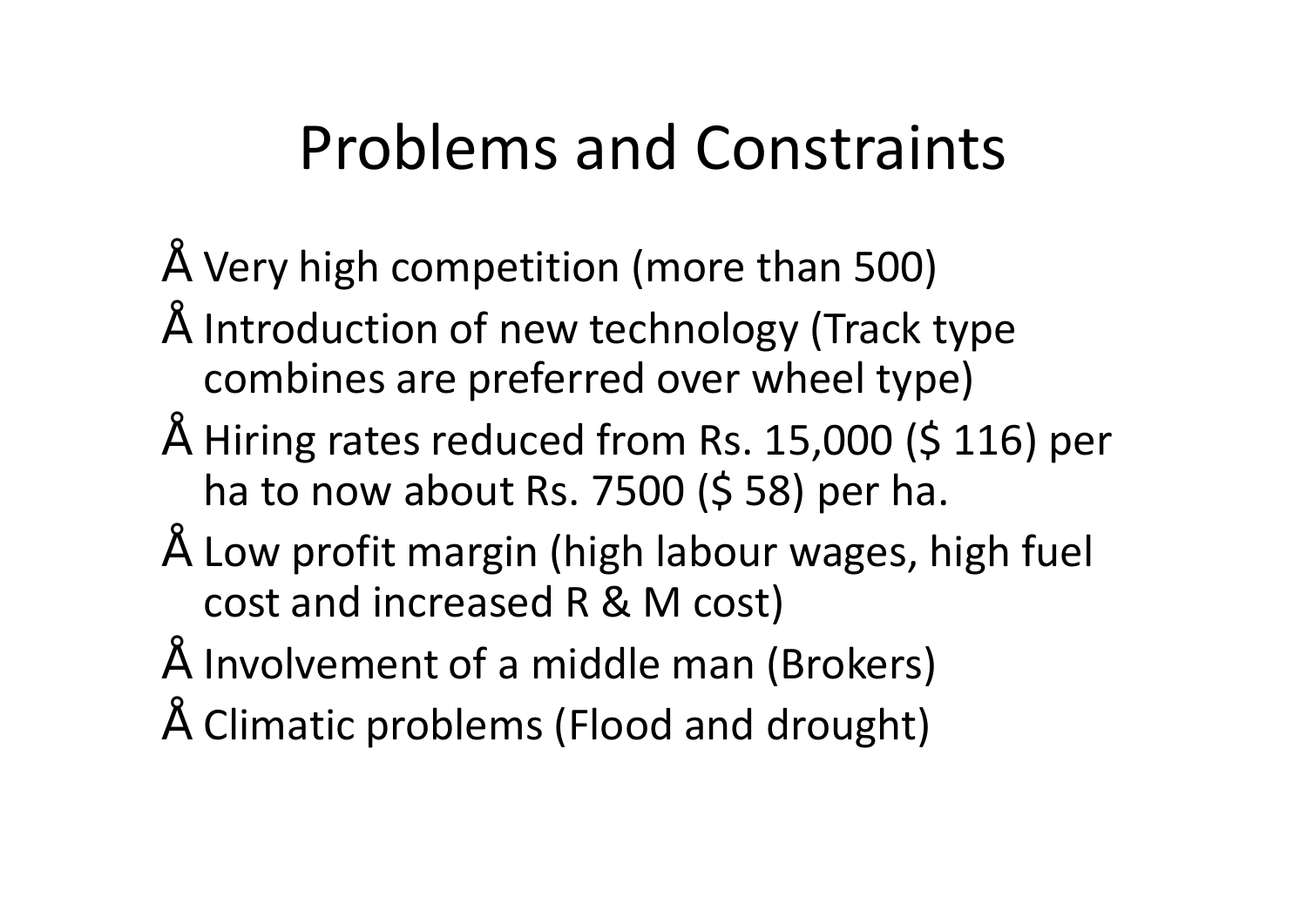# Problems and Constraints

- Very high competition (more than 500)
- Introduction of new technology (Track type combines are preferred over wheel type)
- Hiring rates reduced from Rs. 15,000 ($ 116) per ha to now about Rs. 7500 ($ 58) per ha.
- Low profit margin (high labour wages, high fuel cost and increased R & M cost)
- Involvement of a middle man (Brokers)
- Climatic problems (Flood and drought)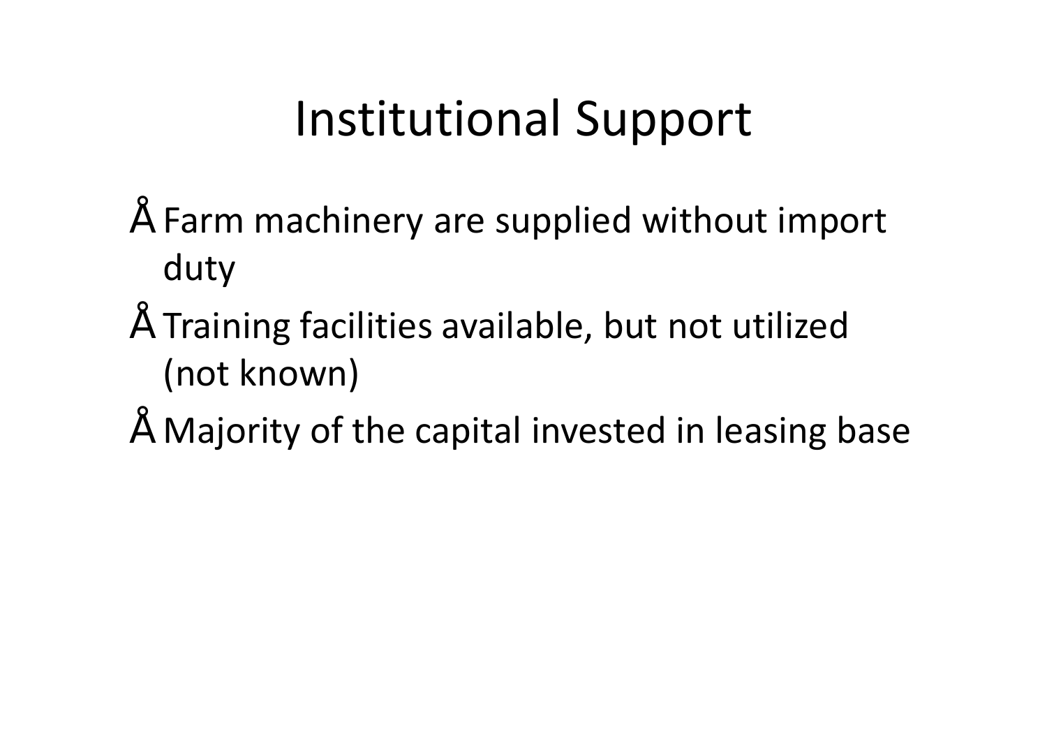# Institutional Support

- Farm machinery are supplied without import duty
- Training facilities available, but not utilized (not known)
- Majority of the capital invested in leasing base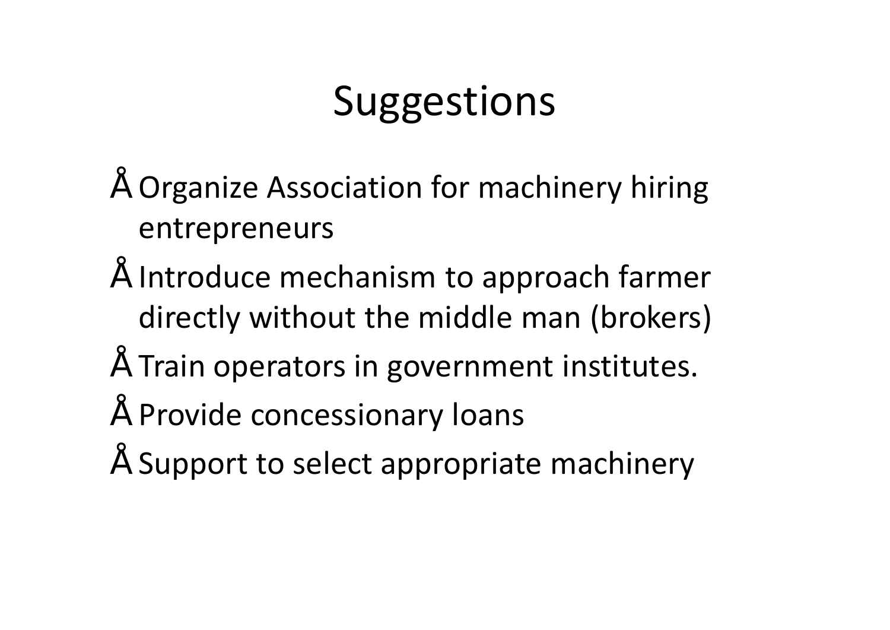# Suggestions

- Organize Association for machinery hiring entrepreneurs
- Introduce mechanism to approach farmer directly without the middle man (brokers)
- Train operators in government institutes.
- Provide concessionary loans
- Support to select appropriate machinery